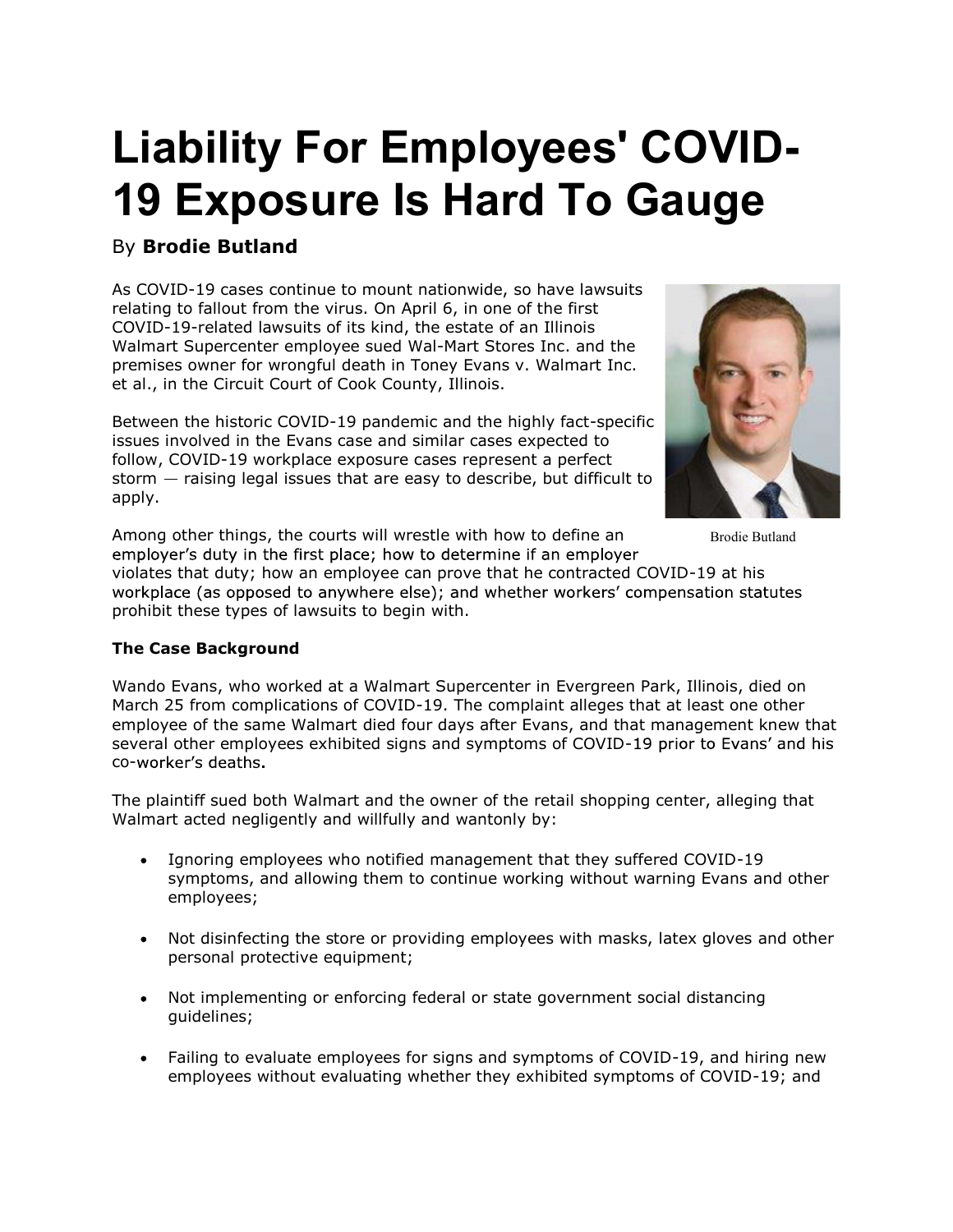# Liability For Employees' COVID-19 Exposure Is Hard To Gauge

By **Brodie Butland**

As COVID-19 cases continue to mount nationwide, so have lawsuits relating to fallout from the virus. On April 6, in one of the first COVID-19-related lawsuits of its kind, the estate of an Illinois Walmart Supercenter employee sued Wal-Mart Stores Inc. and the premises owner for wrongful death in Toney Evans v. Walmart Inc. et al., in the Circuit Court of Cook County, Illinois.

Brodie Butland

Between the historic COVID-19 pandemic and the highly fact-specific issues involved in the Evans case and similar cases expected to follow, COVID-19 workplace exposure cases represent a perfect storm — raising legal issues that are easy to describe, but difficult to apply.

Among other things, the courts will wrestle with how to define an employer's duty in the first place; how to determine if an employer violates that duty; how an employee can prove that he contracted COVID-19 at his workplace (as opposed to anywhere else); and whether workers' compensation statutes prohibit these types of lawsuits to begin with.

**The Case Background**

Wando Evans, who worked at a Walmart Supercenter in Evergreen Park, Illinois, died on March 25 from complications of COVID-19. The complaint alleges that at least one other employee of the same Walmart died four days after Evans, and that management knew that several other employees exhibited signs and symptoms of COVID-19 prior to Evans' and his co-worker's deaths.

The plaintiff sued both Walmart and the owner of the retail shopping center, alleging that Walmart acted negligently and willfully and wantonly by:

- Ignoring employees who notified management that they suffered COVID-19 symptoms, and allowing them to continue working without warning Evans and other employees;
- Not disinfecting the store or providing employees with masks, latex gloves and other personal protective equipment;
- Not implementing or enforcing federal or state government social distancing guidelines;
- Failing to evaluate employees for signs and symptoms of COVID-19, and hiring new employees without evaluating whether they exhibited symptoms of COVID-19; and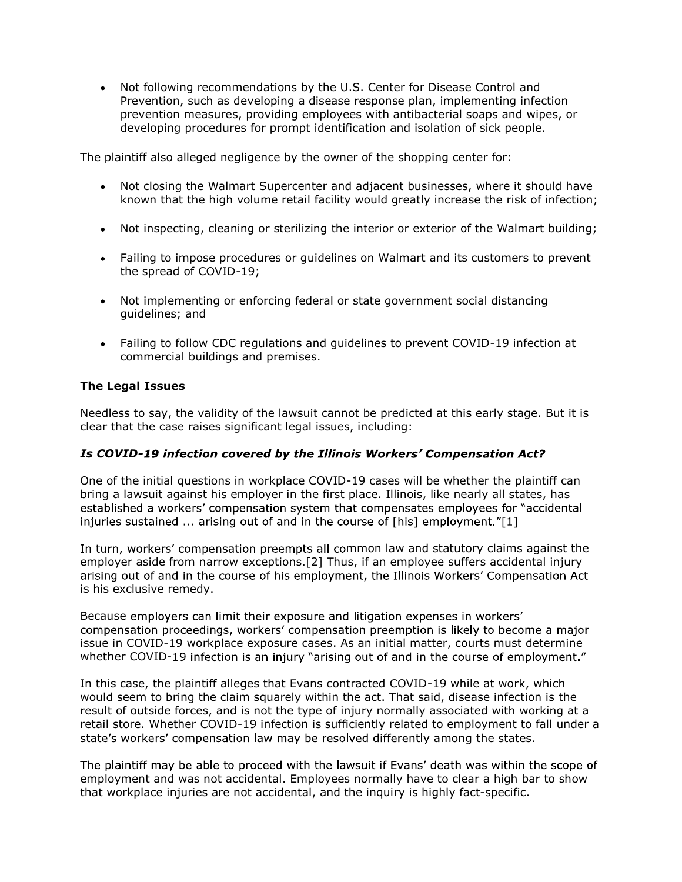- Not following recommendations by the U.S. Center for Disease Control and Prevention, such as developing a disease response plan, implementing infection prevention measures, providing employees with antibacterial soaps and wipes, or developing procedures for prompt identification and isolation of sick people.

The plaintiff also alleged negligence by the owner of the shopping center for:

- Not closing the Walmart Supercenter and adjacent businesses, where it should have known that the high volume retail facility would greatly increase the risk of infection;
- Not inspecting, cleaning or sterilizing the interior or exterior of the Walmart building;
- Failing to impose procedures or guidelines on Walmart and its customers to prevent the spread of COVID-19;
- Not implementing or enforcing federal or state government social distancing guidelines; and
- Failing to follow CDC regulations and guidelines to prevent COVID-19 infection at commercial buildings and premises.

**The Legal Issues**

Needless to say, the validity of the lawsuit cannot be predicted at this early stage. But it is clear that the case raises significant legal issues, including:

***Is COVID-19 infection covered by the Illinois Workers' Compensation Act?***

One of the initial questions in workplace COVID-19 cases will be whether the plaintiff can bring a lawsuit against his employer in the first place. Illinois, like nearly all states, has established a workers' compensation system that compensates employees for "accidental injuries sustained ... arising out of and in the course of [his] employment."[1]

In turn, workers' compensation preempts all common law and statutory claims against the employer aside from narrow exceptions.[2] Thus, if an employee suffers accidental injury arising out of and in the course of his employment, the Illinois Workers' Compensation Act is his exclusive remedy.

Because employers can limit their exposure and litigation expenses in workers' compensation proceedings, workers' compensation preemption is likely to become a major issue in COVID-19 workplace exposure cases. As an initial matter, courts must determine whether COVID-19 infection is an injury "arising out of and in the course of employment."

In this case, the plaintiff alleges that Evans contracted COVID-19 while at work, which would seem to bring the claim squarely within the act. That said, disease infection is the result of outside forces, and is not the type of injury normally associated with working at a retail store. Whether COVID-19 infection is sufficiently related to employment to fall under a state's workers' compensation law may be resolved differently among the states.

The plaintiff may be able to proceed with the lawsuit if Evans' death was within the scope of employment and was not accidental. Employees normally have to clear a high bar to show that workplace injuries are not accidental, and the inquiry is highly fact-specific.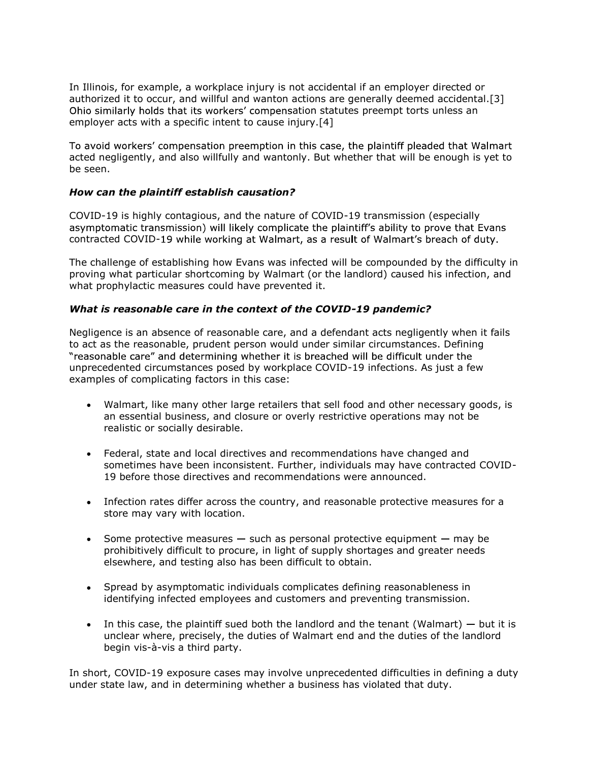In Illinois, for example, a workplace injury is not accidental if an employer directed or authorized it to occur, and willful and wanton actions are generally deemed accidental.[3] Ohio similarly holds that its workers' compensation statutes preempt torts unless an employer acts with a specific intent to cause injury.[4]

To avoid workers' compensation preemption in this case, the plaintiff pleaded that Walmart acted negligently, and also willfully and wantonly. But whether that will be enough is yet to be seen.

***How can the plaintiff establish causation?***

COVID-19 is highly contagious, and the nature of COVID-19 transmission (especially asymptomatic transmission) will likely complicate the plaintiff's ability to prove that Evans contracted COVID-19 while working at Walmart, as a result of Walmart's breach of duty.

The challenge of establishing how Evans was infected will be compounded by the difficulty in proving what particular shortcoming by Walmart (or the landlord) caused his infection, and what prophylactic measures could have prevented it.

***What is reasonable care in the context of the COVID-19 pandemic?***

Negligence is an absence of reasonable care, and a defendant acts negligently when it fails to act as the reasonable, prudent person would under similar circumstances. Defining "reasonable care" and determining whether it is breached will be difficult under the unprecedented circumstances posed by workplace COVID-19 infections. As just a few examples of complicating factors in this case:

- Walmart, like many other large retailers that sell food and other necessary goods, is an essential business, and closure or overly restrictive operations may not be realistic or socially desirable.

- Federal, state and local directives and recommendations have changed and sometimes have been inconsistent. Further, individuals may have contracted COVID-19 before those directives and recommendations were announced.

- Infection rates differ across the country, and reasonable protective measures for a store may vary with location.

- Some protective measures — such as personal protective equipment — may be prohibitively difficult to procure, in light of supply shortages and greater needs elsewhere, and testing also has been difficult to obtain.

- Spread by asymptomatic individuals complicates defining reasonableness in identifying infected employees and customers and preventing transmission.

- In this case, the plaintiff sued both the landlord and the tenant (Walmart) — but it is unclear where, precisely, the duties of Walmart end and the duties of the landlord begin vis-à-vis a third party.

In short, COVID-19 exposure cases may involve unprecedented difficulties in defining a duty under state law, and in determining whether a business has violated that duty.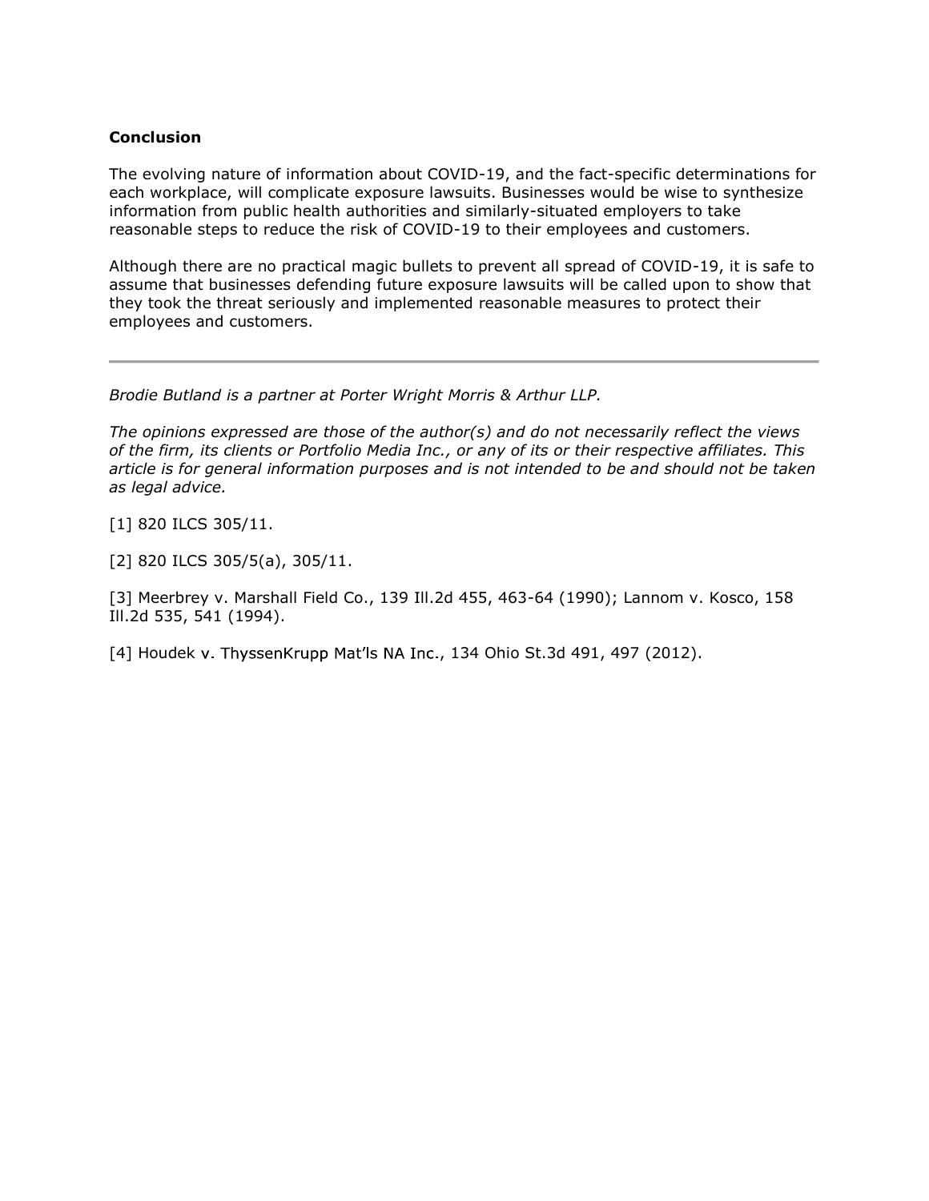**Conclusion**

The evolving nature of information about COVID-19, and the fact-specific determinations for each workplace, will complicate exposure lawsuits. Businesses would be wise to synthesize information from public health authorities and similarly-situated employers to take reasonable steps to reduce the risk of COVID-19 to their employees and customers.

Although there are no practical magic bullets to prevent all spread of COVID-19, it is safe to assume that businesses defending future exposure lawsuits will be called upon to show that they took the threat seriously and implemented reasonable measures to protect their employees and customers.

---

*Brodie Butland is a partner at Porter Wright Morris & Arthur LLP.*

*The opinions expressed are those of the author(s) and do not necessarily reflect the views of the firm, its clients or Portfolio Media Inc., or any of its or their respective affiliates. This article is for general information purposes and is not intended to be and should not be taken as legal advice.*

[1] 820 ILCS 305/11.

[2] 820 ILCS 305/5(a), 305/11.

[3] Meerbrey v. Marshall Field Co., 139 Ill.2d 455, 463-64 (1990); Lannom v. Kosco, 158 Ill.2d 535, 541 (1994).

[4] Houdek v. ThyssenKrupp Mat'ls NA Inc., 134 Ohio St.3d 491, 497 (2012).